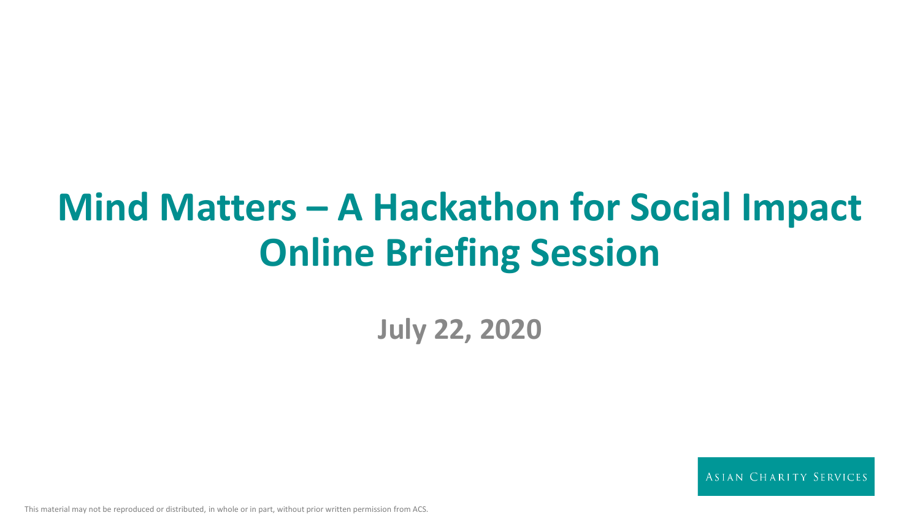# Mind Matters – A Hackathon for Social Impact Online Briefing Session

**July 22, 2020**

ASIAN CHARITY SERVICES

This material may not be reproduced or distributed, in whole or in part, without prior written permission from ACS.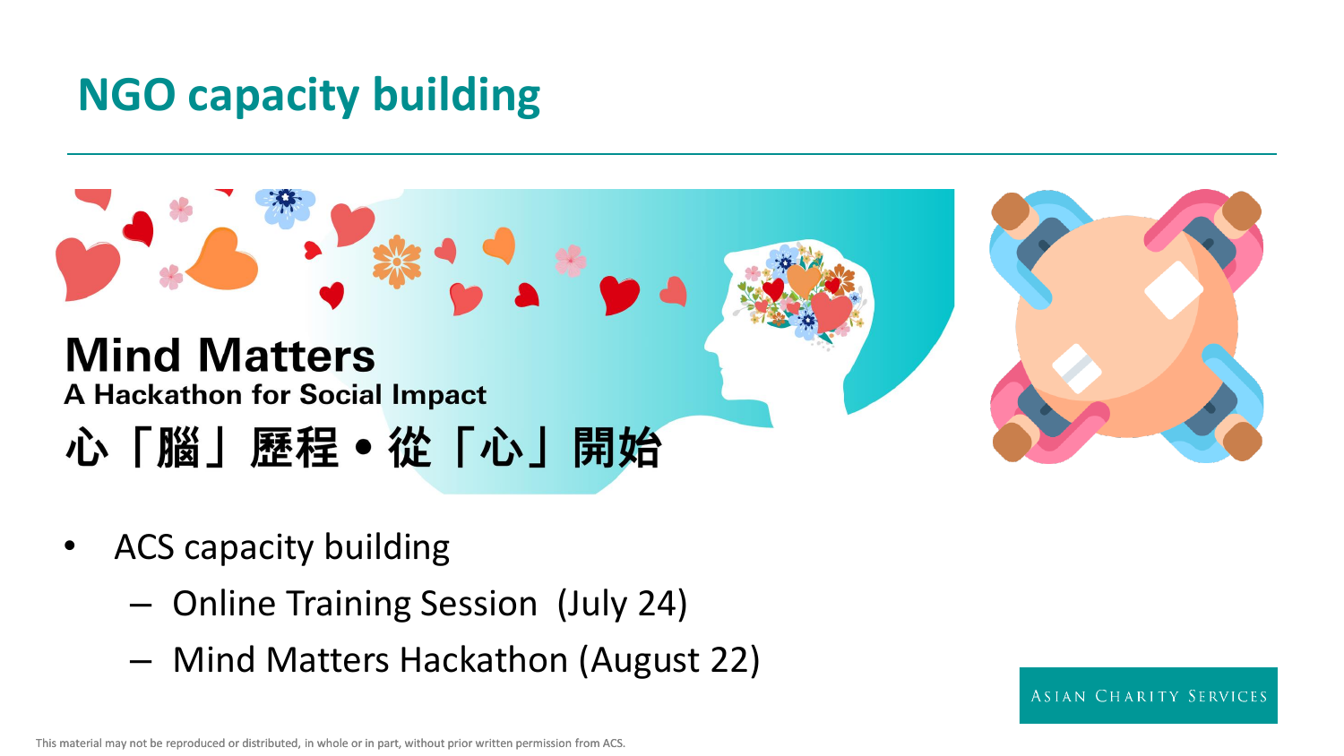# NGO capacity building

**Mind Matters**

**A Hackathon for Social Impact**

**心「腦」歷程 • 從「心」開始**

- ACS capacity building
  - Online Training Session (July 24)
  - Mind Matters Hackathon (August 22)

ASIAN CHARITY SERVICES

This material may not be reproduced or distributed, in whole or in part, without prior written permission from ACS.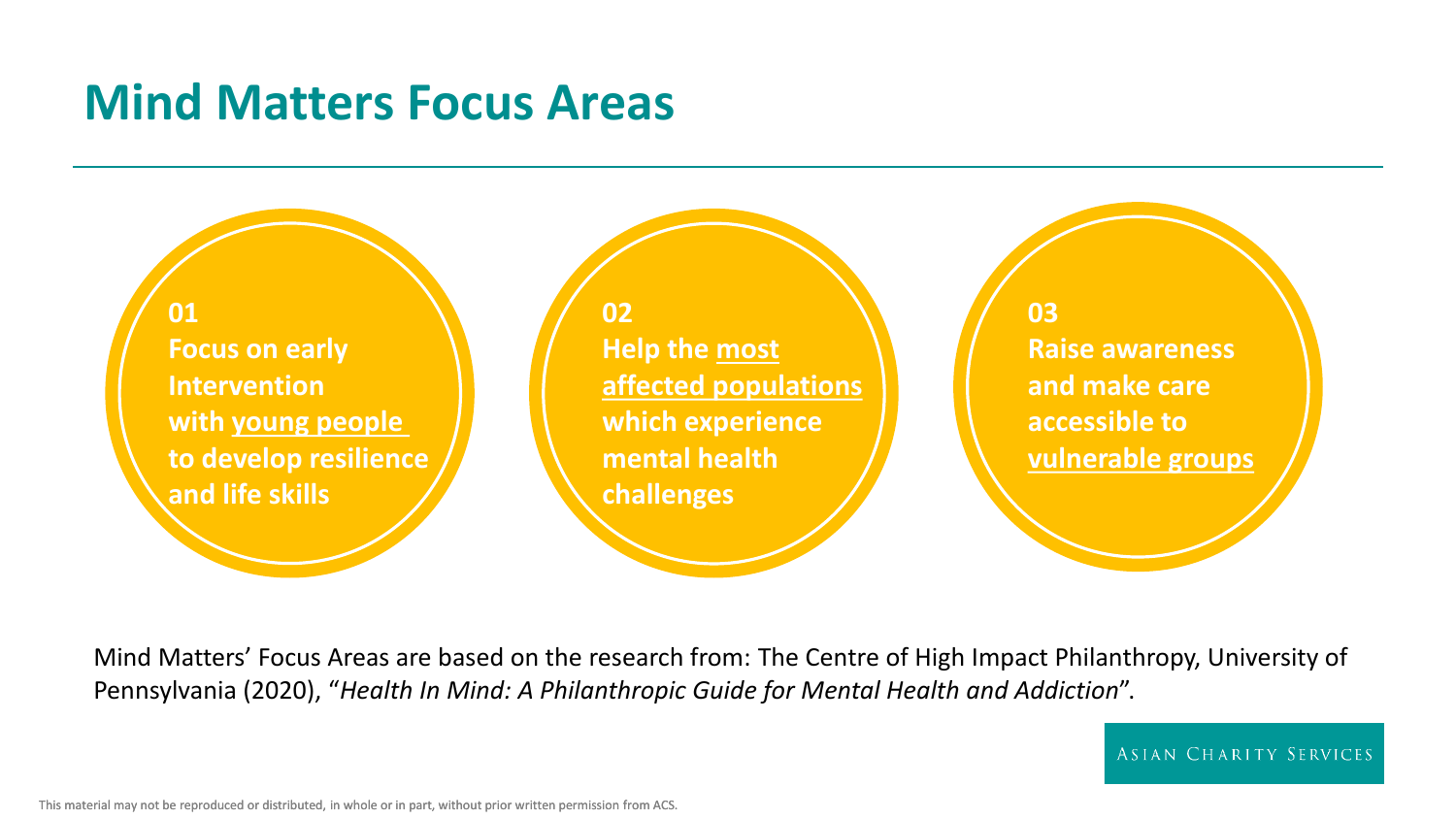# Mind Matters Focus Areas

**01**
**Focus on early Intervention with young people to develop resilience and life skills**

**02**
**Help the most affected populations which experience mental health challenges**

**03**
**Raise awareness and make care accessible to vulnerable groups**

Mind Matters' Focus Areas are based on the research from: The Centre of High Impact Philanthropy, University of Pennsylvania (2020), "*Health In Mind: A Philanthropic Guide for Mental Health and Addiction*".

ASIAN CHARITY SERVICES

This material may not be reproduced or distributed, in whole or in part, without prior written permission from ACS.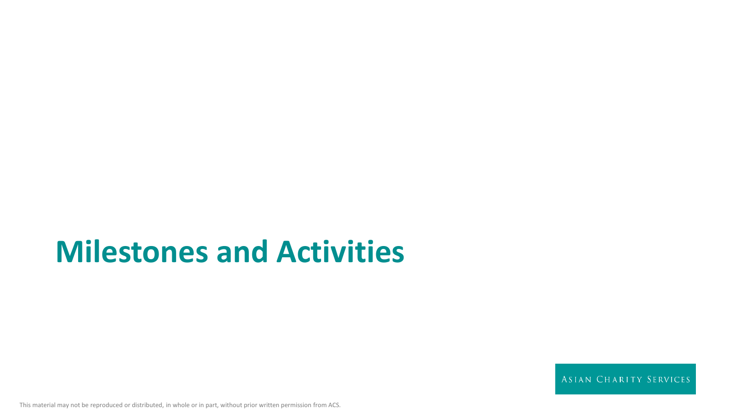# Milestones and Activities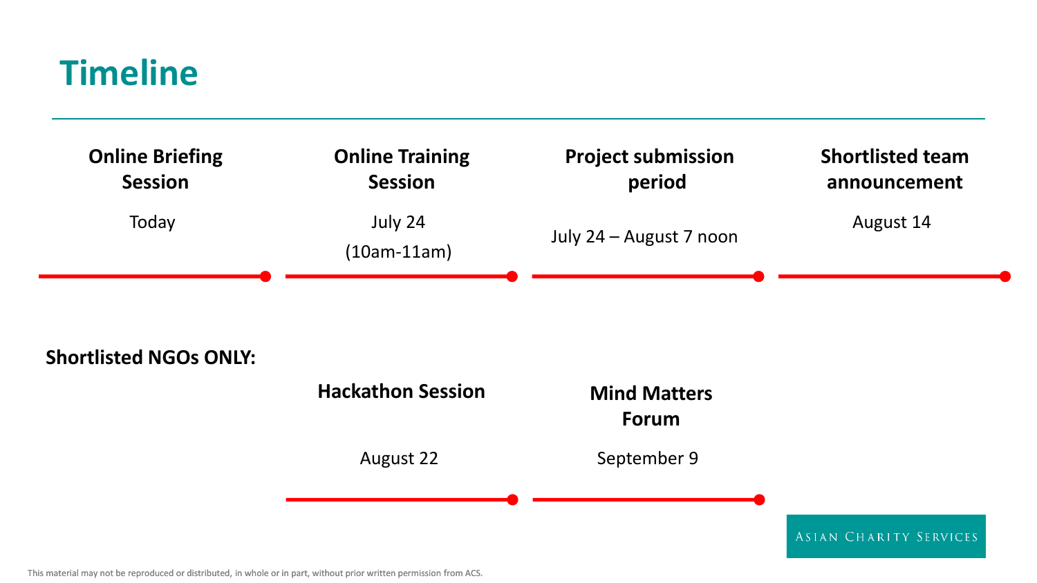# Timeline

**Online Briefing Session**

Today

**Online Training Session**

July 24

(10am-11am)

**Project submission period**

July 24 – August 7 noon

**Shortlisted team announcement**

August 14

**Shortlisted NGOs ONLY:**

**Hackathon Session**

August 22

**Mind Matters Forum**

September 9

Asian Charity Services

This material may not be reproduced or distributed, in whole or in part, without prior written permission from ACS.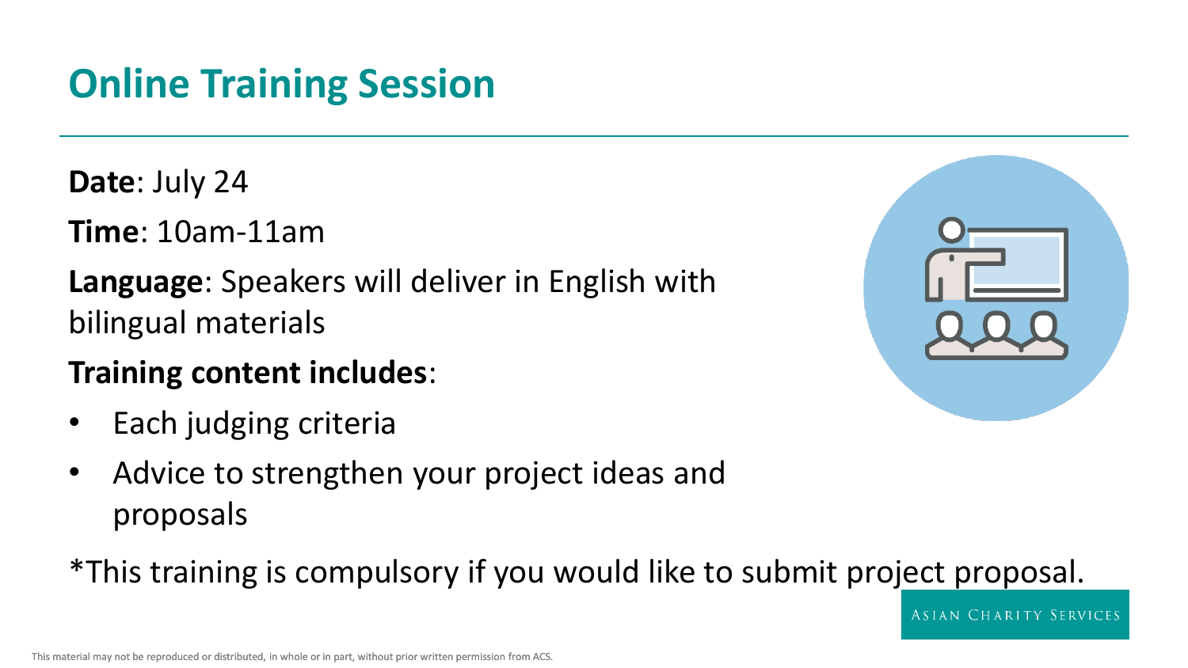# Online Training Session

**Date**: July 24

**Time**: 10am-11am

**Language**: Speakers will deliver in English with bilingual materials

**Training content includes**:

- Each judging criteria
- Advice to strengthen your project ideas and proposals

*This training is compulsory if you would like to submit project proposal.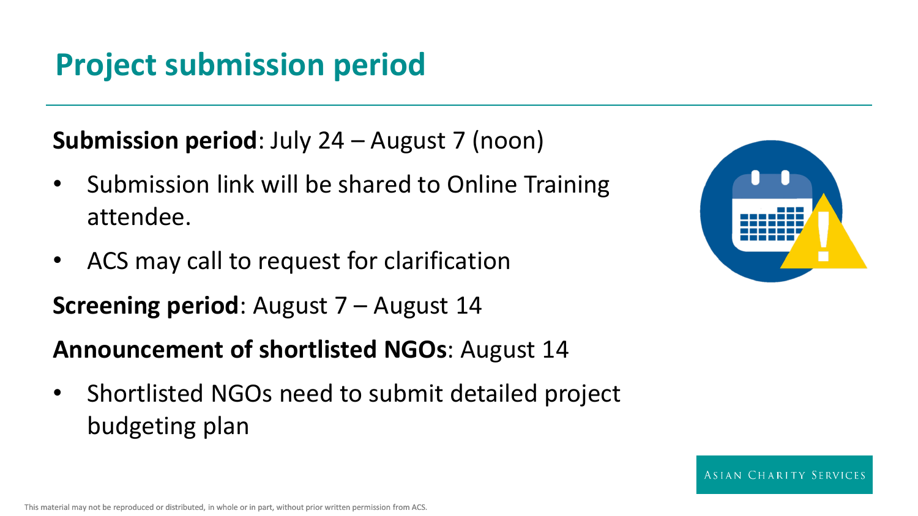# Project submission period

**Submission period**: July 24 – August 7 (noon)

- Submission link will be shared to Online Training attendee.
- ACS may call to request for clarification

**Screening period**: August 7 – August 14

**Announcement of shortlisted NGOs**: August 14

- Shortlisted NGOs need to submit detailed project budgeting plan

This material may not be reproduced or distributed, in whole or in part, without prior written permission from ACS.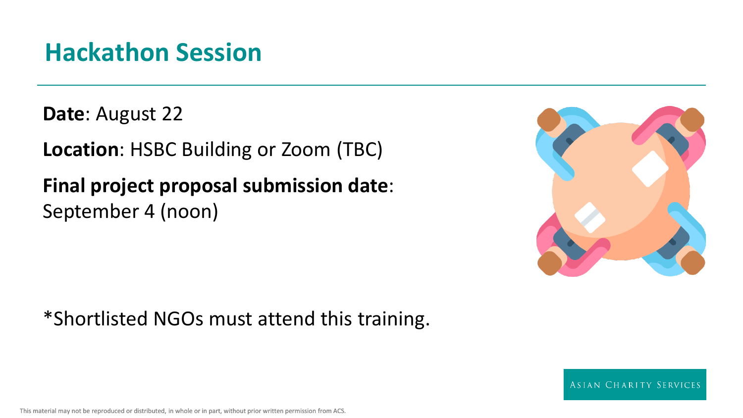# Hackathon Session

**Date**: August 22

**Location**: HSBC Building or Zoom (TBC)

**Final project proposal submission date**: September 4 (noon)

*Shortlisted NGOs must attend this training.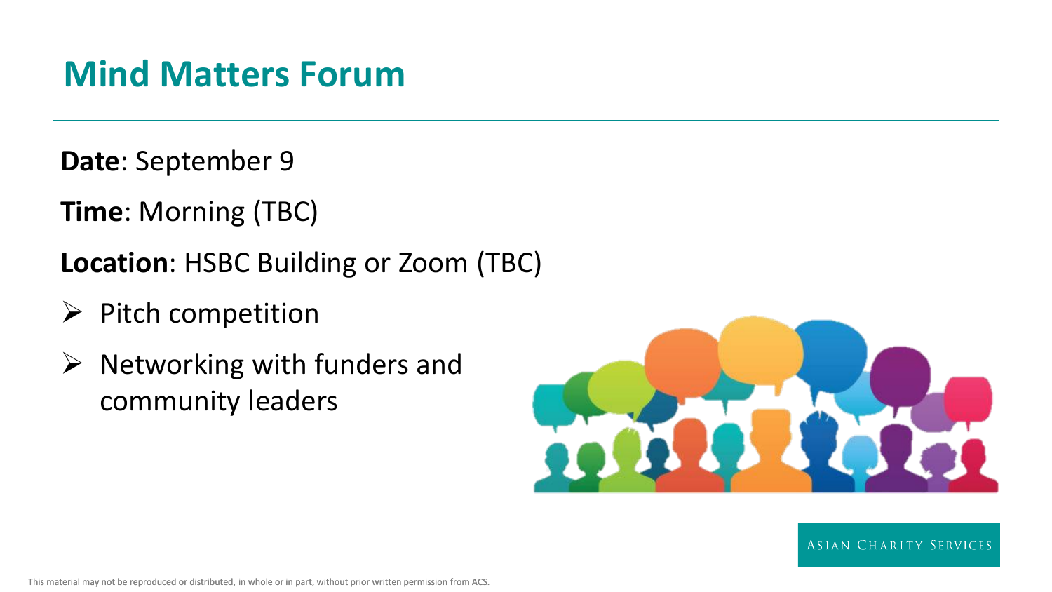# Mind Matters Forum

**Date**: September 9

**Time**: Morning (TBC)

**Location**: HSBC Building or Zoom (TBC)

- Pitch competition
- Networking with funders and community leaders

ASIAN CHARITY SERVICES

This material may not be reproduced or distributed, in whole or in part, without prior written permission from ACS.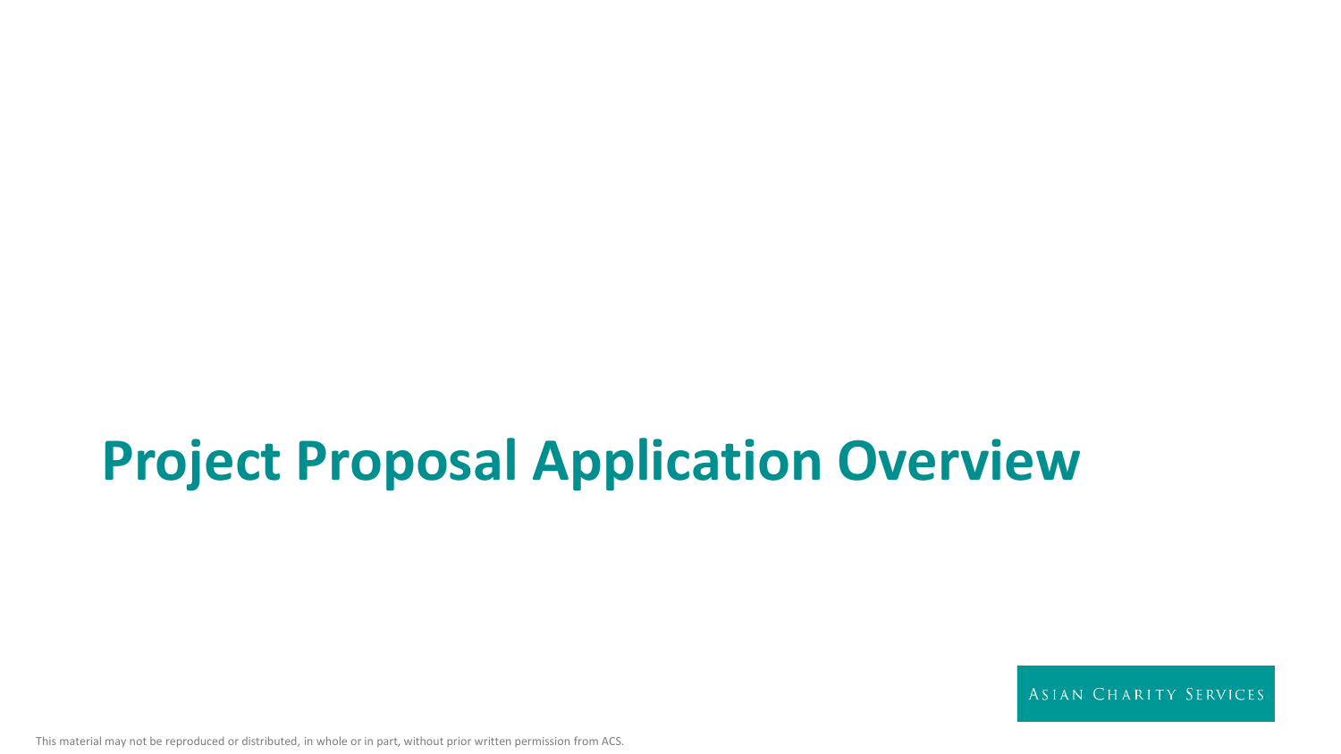# Project Proposal Application Overview

ASIAN CHARITY SERVICES

This material may not be reproduced or distributed, in whole or in part, without prior written permission from ACS.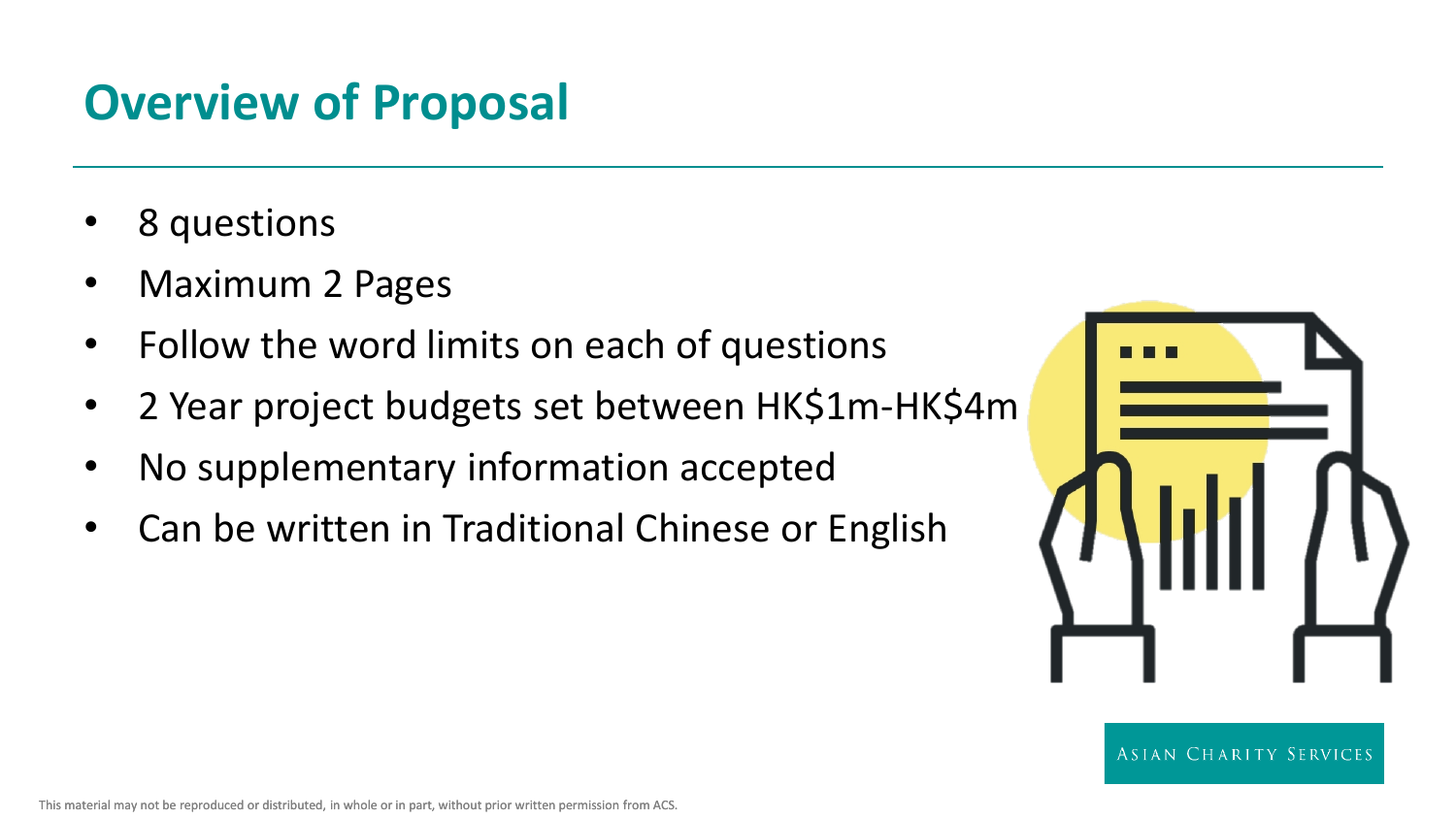# Overview of Proposal

- 8 questions
- Maximum 2 Pages
- Follow the word limits on each of questions
- 2 Year project budgets set between HK$1m-HK$4m
- No supplementary information accepted
- Can be written in Traditional Chinese or English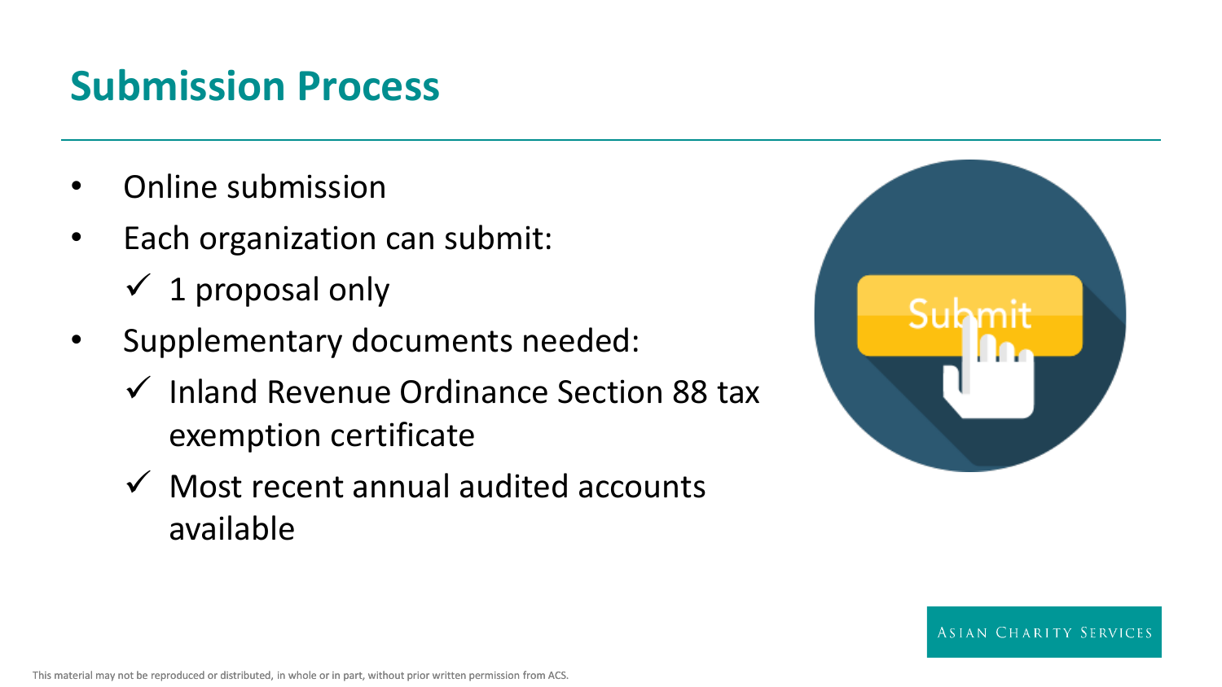# Submission Process

- Online submission
- Each organization can submit:
  - ✓ 1 proposal only
- Supplementary documents needed:
  - ✓ Inland Revenue Ordinance Section 88 tax exemption certificate
  - ✓ Most recent annual audited accounts available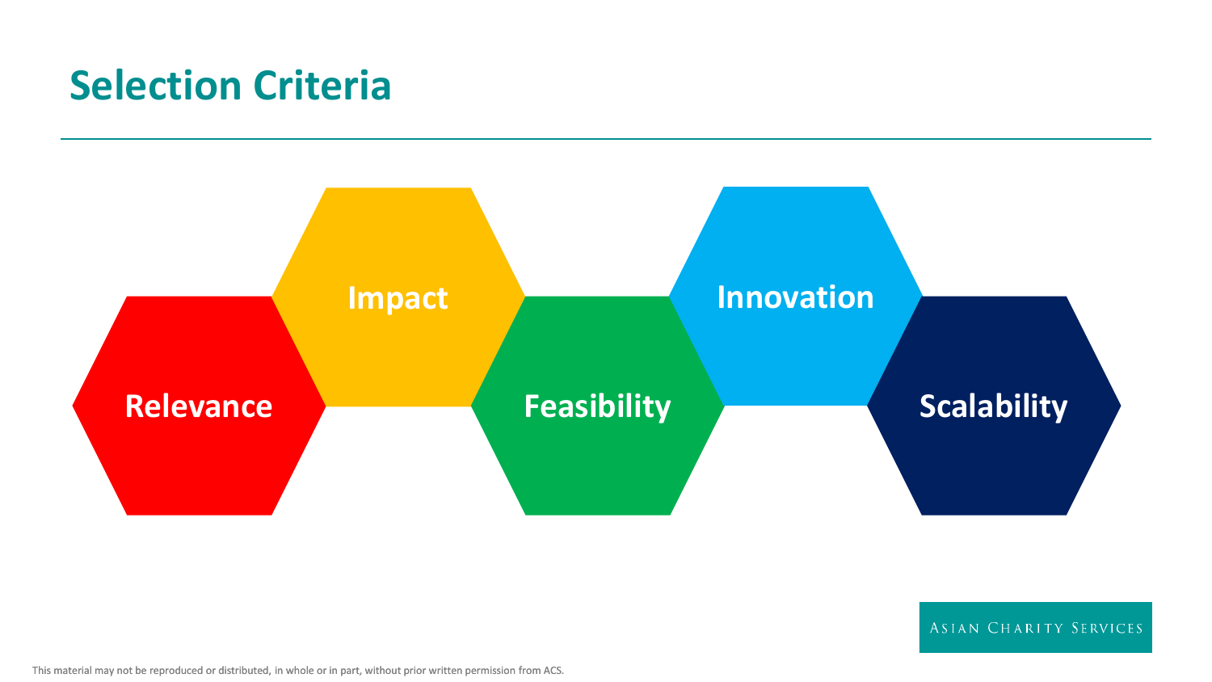# Selection Criteria

- Relevance
- Impact
- Feasibility
- Innovation
- Scalability

Asian Charity Services

This material may not be reproduced or distributed, in whole or in part, without prior written permission from ACS.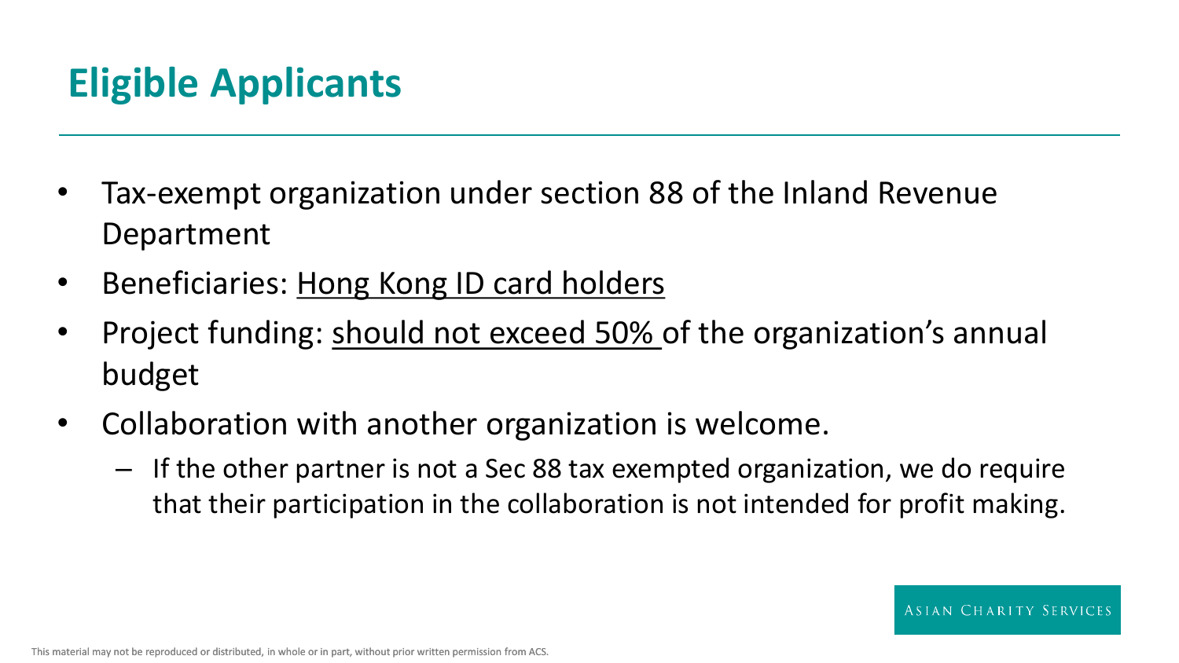# Eligible Applicants

- Tax-exempt organization under section 88 of the Inland Revenue Department
- Beneficiaries: <u>Hong Kong ID card holders</u>
- Project funding: <u>should not exceed 50%</u> of the organization's annual budget
- Collaboration with another organization is welcome.
  - If the other partner is not a Sec 88 tax exempted organization, we do require that their participation in the collaboration is not intended for profit making.

ASIAN CHARITY SERVICES

This material may not be reproduced or distributed, in whole or in part, without prior written permission from ACS.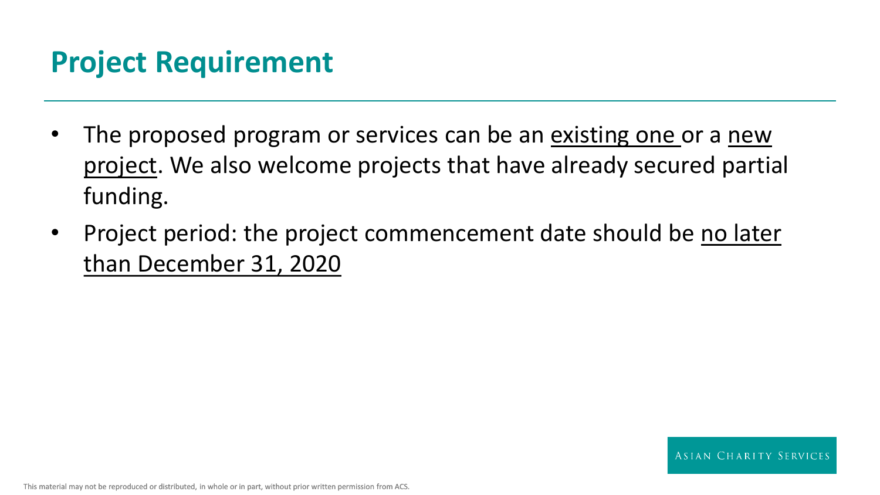# Project Requirement

- The proposed program or services can be an existing one or a new project. We also welcome projects that have already secured partial funding.
- Project period: the project commencement date should be no later than December 31, 2020

ASIAN CHARITY SERVICES

This material may not be reproduced or distributed, in whole or in part, without prior written permission from ACS.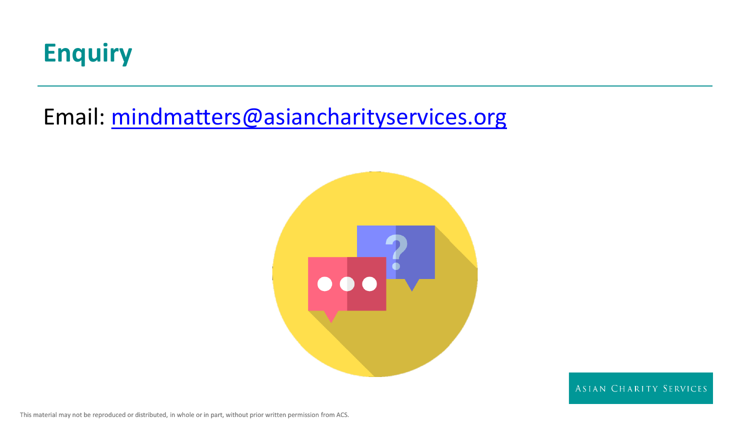# Enquiry

Email: mindmatters@asiancharityservices.org

ASIAN CHARITY SERVICES

This material may not be reproduced or distributed, in whole or in part, without prior written permission from ACS.